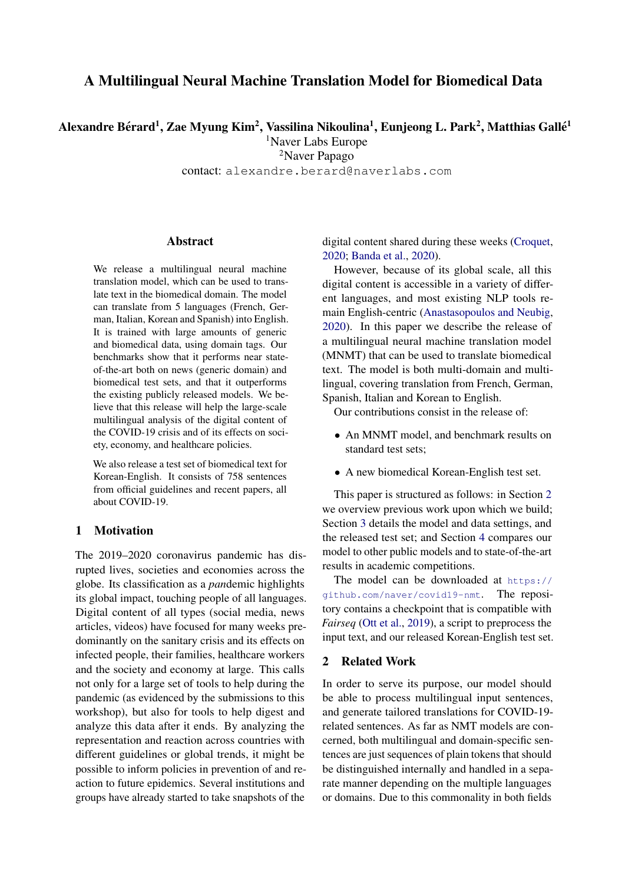# A Multilingual Neural Machine Translation Model for Biomedical Data

**Alexandre Bérard[1], Zae Myung Kim[2], Vassilina Nikoulina[1], Eunjeong L. Park[2], Matthias Gallé[1]**

[1]Naver Labs Europe

[2]Naver Papago

contact: alexandre.berard@naverlabs.com

## Abstract

We release a multilingual neural machine translation model, which can be used to translate text in the biomedical domain. The model can translate from 5 languages (French, German, Italian, Korean and Spanish) into English. It is trained with large amounts of generic and biomedical data, using domain tags. Our benchmarks show that it performs near state-of-the-art both on news (generic domain) and biomedical test sets, and that it outperforms the existing publicly released models. We believe that this release will help the large-scale multilingual analysis of the digital content of the COVID-19 crisis and of its effects on society, economy, and healthcare policies.

We also release a test set of biomedical text for Korean-English. It consists of 758 sentences from official guidelines and recent papers, all about COVID-19.

## 1 Motivation

The 2019–2020 coronavirus pandemic has disrupted lives, societies and economies across the globe. Its classification as a *pan*demic highlights its global impact, touching people of all languages. Digital content of all types (social media, news articles, videos) have focused for many weeks predominantly on the sanitary crisis and its effects on infected people, their families, healthcare workers and the society and economy at large. This calls not only for a large set of tools to help during the pandemic (as evidenced by the submissions to this workshop), but also for tools to help digest and analyze this data after it ends. By analyzing the representation and reaction across countries with different guidelines or global trends, it might be possible to inform policies in prevention of and reaction to future epidemics. Several institutions and groups have already started to take snapshots of the digital content shared during these weeks (Croquet, 2020; Banda et al., 2020).

However, because of its global scale, all this digital content is accessible in a variety of different languages, and most existing NLP tools remain English-centric (Anastasopoulos and Neubig, 2020). In this paper we describe the release of a multilingual neural machine translation model (MNMT) that can be used to translate biomedical text. The model is both multi-domain and multilingual, covering translation from French, German, Spanish, Italian and Korean to English.

Our contributions consist in the release of:

- An MNMT model, and benchmark results on standard test sets;
- A new biomedical Korean-English test set.

This paper is structured as follows: in Section 2 we overview previous work upon which we build; Section 3 details the model and data settings, and the released test set; and Section 4 compares our model to other public models and to state-of-the-art results in academic competitions.

The model can be downloaded at https://github.com/naver/covid19-nmt. The repository contains a checkpoint that is compatible with *Fairseq* (Ott et al., 2019), a script to preprocess the input text, and our released Korean-English test set.

## 2 Related Work

In order to serve its purpose, our model should be able to process multilingual input sentences, and generate tailored translations for COVID-19-related sentences. As far as NMT models are concerned, both multilingual and domain-specific sentences are just sequences of plain tokens that should be distinguished internally and handled in a separate manner depending on the multiple languages or domains. Due to this commonality in both fields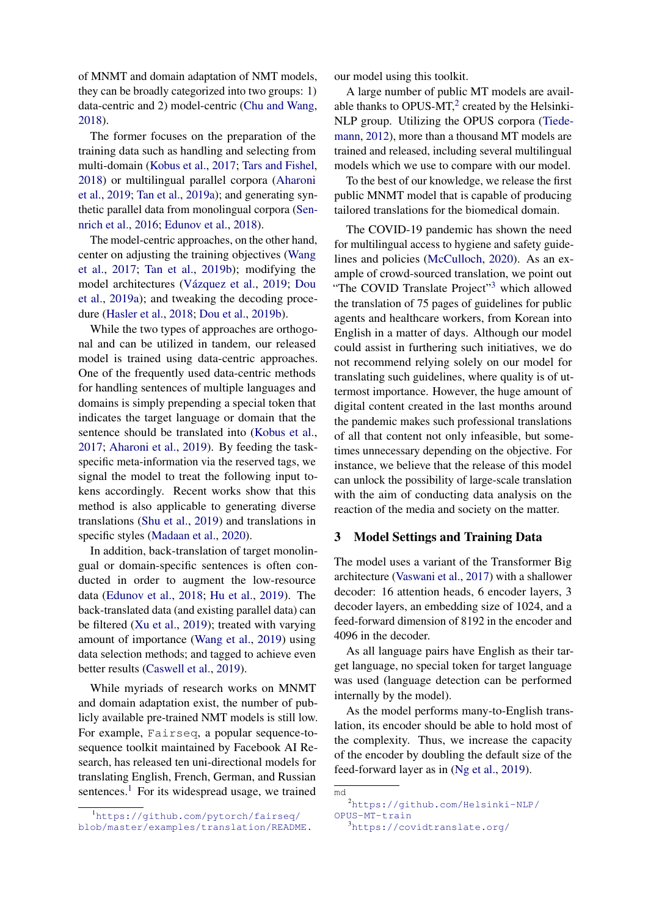of MNMT and domain adaptation of NMT models, they can be broadly categorized into two groups: 1) data-centric and 2) model-centric (Chu and Wang, 2018).

The former focuses on the preparation of the training data such as handling and selecting from multi-domain (Kobus et al., 2017; Tars and Fishel, 2018) or multilingual parallel corpora (Aharoni et al., 2019; Tan et al., 2019a); and generating synthetic parallel data from monolingual corpora (Sennrich et al., 2016; Edunov et al., 2018).

The model-centric approaches, on the other hand, center on adjusting the training objectives (Wang et al., 2017; Tan et al., 2019b); modifying the model architectures (Vázquez et al., 2019; Dou et al., 2019a); and tweaking the decoding procedure (Hasler et al., 2018; Dou et al., 2019b).

While the two types of approaches are orthogonal and can be utilized in tandem, our released model is trained using data-centric approaches. One of the frequently used data-centric methods for handling sentences of multiple languages and domains is simply prepending a special token that indicates the target language or domain that the sentence should be translated into (Kobus et al., 2017; Aharoni et al., 2019). By feeding the task-specific meta-information via the reserved tags, we signal the model to treat the following input tokens accordingly. Recent works show that this method is also applicable to generating diverse translations (Shu et al., 2019) and translations in specific styles (Madaan et al., 2020).

In addition, back-translation of target monolingual or domain-specific sentences is often conducted in order to augment the low-resource data (Edunov et al., 2018; Hu et al., 2019). The back-translated data (and existing parallel data) can be filtered (Xu et al., 2019); treated with varying amount of importance (Wang et al., 2019) using data selection methods; and tagged to achieve even better results (Caswell et al., 2019).

While myriads of research works on MNMT and domain adaptation exist, the number of publicly available pre-trained NMT models is still low. For example, `Fairseq`, a popular sequence-to-sequence toolkit maintained by Facebook AI Research, has released ten uni-directional models for translating English, French, German, and Russian sentences.[1] For its widespread usage, we trained our model using this toolkit.

A large number of public MT models are available thanks to OPUS-MT,[2] created by the Helsinki-NLP group. Utilizing the OPUS corpora (Tiedemann, 2012), more than a thousand MT models are trained and released, including several multilingual models which we use to compare with our model.

To the best of our knowledge, we release the first public MNMT model that is capable of producing tailored translations for the biomedical domain.

The COVID-19 pandemic has shown the need for multilingual access to hygiene and safety guidelines and policies (McCulloch, 2020). As an example of crowd-sourced translation, we point out "The COVID Translate Project"[3] which allowed the translation of 75 pages of guidelines for public agents and healthcare workers, from Korean into English in a matter of days. Although our model could assist in furthering such initiatives, we do not recommend relying solely on our model for translating such guidelines, where quality is of uttermost importance. However, the huge amount of digital content created in the last months around the pandemic makes such professional translations of all that content not only infeasible, but sometimes unnecessary depending on the objective. For instance, we believe that the release of this model can unlock the possibility of large-scale translation with the aim of conducting data analysis on the reaction of the media and society on the matter.

## 3 Model Settings and Training Data

The model uses a variant of the Transformer Big architecture (Vaswani et al., 2017) with a shallower decoder: 16 attention heads, 6 encoder layers, 3 decoder layers, an embedding size of 1024, and a feed-forward dimension of 8192 in the encoder and 4096 in the decoder.

As all language pairs have English as their target language, no special token for target language was used (language detection can be performed internally by the model).

As the model performs many-to-English translation, its encoder should be able to hold most of the complexity. Thus, we increase the capacity of the encoder by doubling the default size of the feed-forward layer as in (Ng et al., 2019).

[1] https://github.com/pytorch/fairseq/blob/master/examples/translation/README.

md

[2] https://github.com/Helsinki-NLP/OPUS-MT-train

[3] https://covidtranslate.org/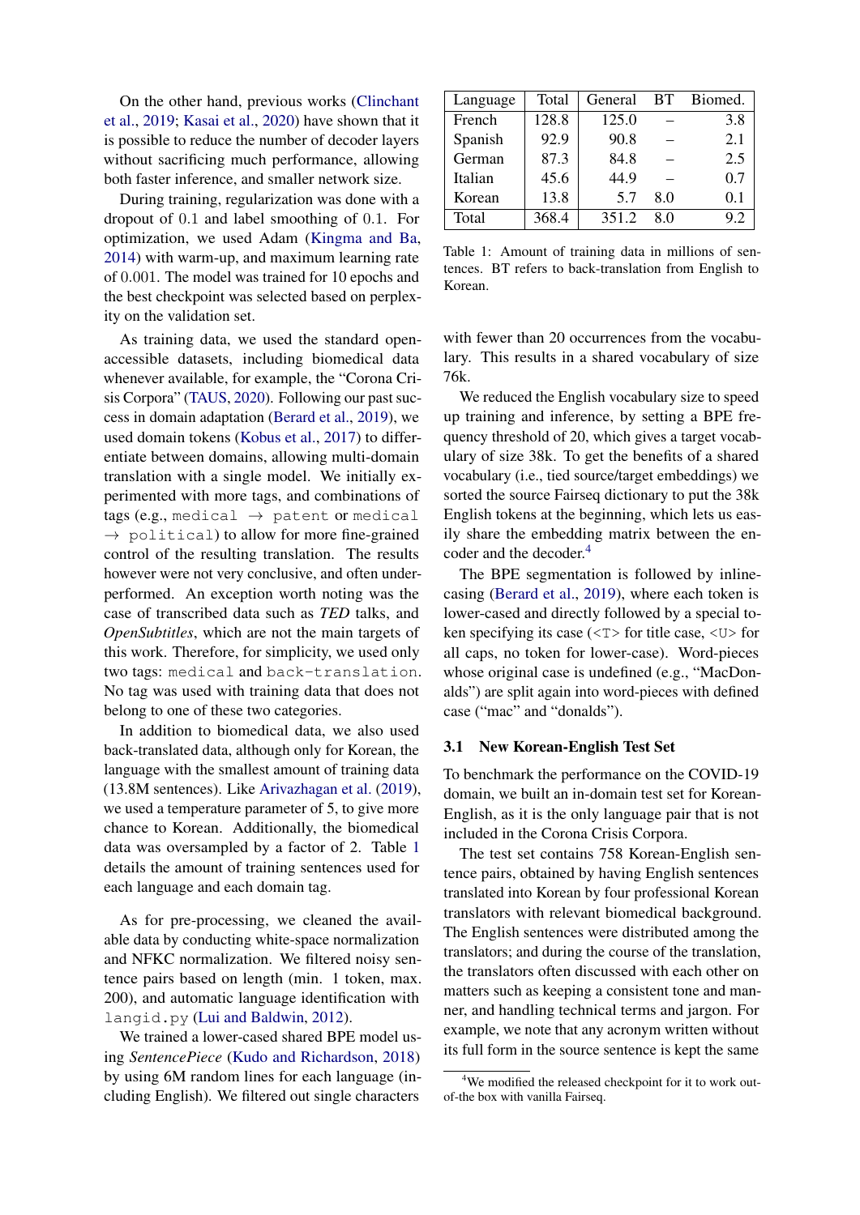On the other hand, previous works (Clinchant et al., 2019; Kasai et al., 2020) have shown that it is possible to reduce the number of decoder layers without sacrificing much performance, allowing both faster inference, and smaller network size.

During training, regularization was done with a dropout of 0.1 and label smoothing of 0.1. For optimization, we used Adam (Kingma and Ba, 2014) with warm-up, and maximum learning rate of 0.001. The model was trained for 10 epochs and the best checkpoint was selected based on perplexity on the validation set.

As training data, we used the standard open-accessible datasets, including biomedical data whenever available, for example, the "Corona Crisis Corpora" (TAUS, 2020). Following our past success in domain adaptation (Berard et al., 2019), we used domain tokens (Kobus et al., 2017) to differentiate between domains, allowing multi-domain translation with a single model. We initially experimented with more tags, and combinations of tags (e.g., `medical` → `patent` or `medical` → `political`) to allow for more fine-grained control of the resulting translation. The results however were not very conclusive, and often underperformed. An exception worth noting was the case of transcribed data such as *TED* talks, and *OpenSubtitles*, which are not the main targets of this work. Therefore, for simplicity, we used only two tags: `medical` and `back-translation`. No tag was used with training data that does not belong to one of these two categories.

In addition to biomedical data, we also used back-translated data, although only for Korean, the language with the smallest amount of training data (13.8M sentences). Like Arivazhagan et al. (2019), we used a temperature parameter of 5, to give more chance to Korean. Additionally, the biomedical data was oversampled by a factor of 2. Table 1 details the amount of training sentences used for each language and each domain tag.

| Language | Total | General | BT | Biomed. |
|---|---|---|---|---|
| French | 128.8 | 125.0 | – | 3.8 |
| Spanish | 92.9 | 90.8 | – | 2.1 |
| German | 87.3 | 84.8 | – | 2.5 |
| Italian | 45.6 | 44.9 | – | 0.7 |
| Korean | 13.8 | 5.7 | 8.0 | 0.1 |
| Total | 368.4 | 351.2 | 8.0 | 9.2 |

Table 1: Amount of training data in millions of sentences. BT refers to back-translation from English to Korean.

As for pre-processing, we cleaned the available data by conducting white-space normalization and NFKC normalization. We filtered noisy sentence pairs based on length (min. 1 token, max. 200), and automatic language identification with `langid.py` (Lui and Baldwin, 2012).

We trained a lower-cased shared BPE model using *SentencePiece* (Kudo and Richardson, 2018) by using 6M random lines for each language (including English). We filtered out single characters with fewer than 20 occurrences from the vocabulary. This results in a shared vocabulary of size 76k.

We reduced the English vocabulary size to speed up training and inference, by setting a BPE frequency threshold of 20, which gives a target vocabulary of size 38k. To get the benefits of a shared vocabulary (i.e., tied source/target embeddings) we sorted the source Fairseq dictionary to put the 38k English tokens at the beginning, which lets us easily share the embedding matrix between the encoder and the decoder.[4]

The BPE segmentation is followed by inline-casing (Berard et al., 2019), where each token is lower-cased and directly followed by a special token specifying its case (`<T>` for title case, `<U>` for all caps, no token for lower-case). Word-pieces whose original case is undefined (e.g., "MacDonalds") are split again into word-pieces with defined case ("mac" and "donalds").

### 3.1 New Korean-English Test Set

To benchmark the performance on the COVID-19 domain, we built an in-domain test set for Korean-English, as it is the only language pair that is not included in the Corona Crisis Corpora.

The test set contains 758 Korean-English sentence pairs, obtained by having English sentences translated into Korean by four professional Korean translators with relevant biomedical background. The English sentences were distributed among the translators; and during the course of the translation, the translators often discussed with each other on matters such as keeping a consistent tone and manner, and handling technical terms and jargon. For example, we note that any acronym written without its full form in the source sentence is kept the same

[4]We modified the released checkpoint for it to work out-of-the box with vanilla Fairseq.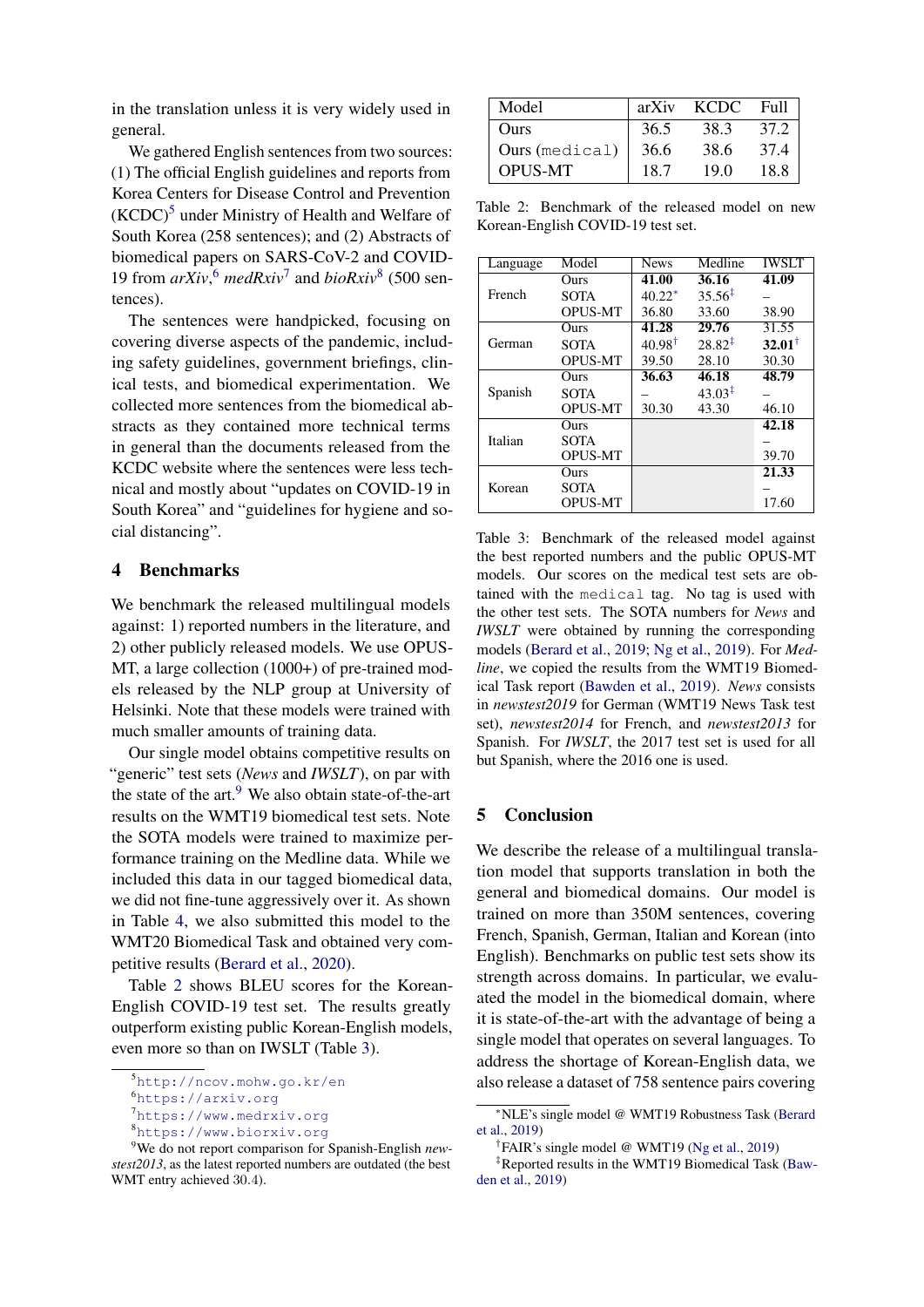in the translation unless it is very widely used in general.

We gathered English sentences from two sources: (1) The official English guidelines and reports from Korea Centers for Disease Control and Prevention (KCDC)[5] under Ministry of Health and Welfare of South Korea (258 sentences); and (2) Abstracts of biomedical papers on SARS-CoV-2 and COVID-19 from *arXiv*,[6] *medRxiv*[7] and *bioRxiv*[8] (500 sentences).

The sentences were handpicked, focusing on covering diverse aspects of the pandemic, including safety guidelines, government briefings, clinical tests, and biomedical experimentation. We collected more sentences from the biomedical abstracts as they contained more technical terms in general than the documents released from the KCDC website where the sentences were less technical and mostly about "updates on COVID-19 in South Korea" and "guidelines for hygiene and social distancing".

## 4 Benchmarks

We benchmark the released multilingual models against: 1) reported numbers in the literature, and 2) other publicly released models. We use OPUS-MT, a large collection (1000+) of pre-trained models released by the NLP group at University of Helsinki. Note that these models were trained with much smaller amounts of training data.

Our single model obtains competitive results on "generic" test sets (*News* and *IWSLT*), on par with the state of the art.[9] We also obtain state-of-the-art results on the WMT19 biomedical test sets. Note the SOTA models were trained to maximize performance training on the Medline data. While we included this data in our tagged biomedical data, we did not fine-tune aggressively over it. As shown in Table 4, we also submitted this model to the WMT20 Biomedical Task and obtained very competitive results (Berard et al., 2020).

Table 2 shows BLEU scores for the Korean-English COVID-19 test set. The results greatly outperform existing public Korean-English models, even more so than on IWSLT (Table 3).

| Model | arXiv | KCDC | Full |
|---|---|---|---|
| Ours | 36.5 | 38.3 | 37.2 |
| Ours (`medical`) | 36.6 | 38.6 | 37.4 |
| OPUS-MT | 18.7 | 19.0 | 18.8 |

Table 2: Benchmark of the released model on new Korean-English COVID-19 test set.

| Language | Model | News | Medline | IWSLT |
|---|---|---|---|---|
| French | Ours | **41.00** | **36.16** | **41.09** |
| | SOTA | 40.22* | 35.56‡ | – |
| | OPUS-MT | 36.80 | 33.60 | 38.90 |
| German | Ours | **41.28** | **29.76** | 31.55 |
| | SOTA | 40.98† | 28.82‡ | **32.01**† |
| | OPUS-MT | 39.50 | 28.10 | 30.30 |
| Spanish | Ours | **36.63** | **46.18** | **48.79** |
| | SOTA | – | 43.03‡ | – |
| | OPUS-MT | 30.30 | 43.30 | 46.10 |
| Italian | Ours | | | **42.18** |
| | SOTA | | | – |
| | OPUS-MT | | | 39.70 |
| Korean | Ours | | | **21.33** |
| | SOTA | | | – |
| | OPUS-MT | | | 17.60 |

Table 3: Benchmark of the released model against the best reported numbers and the public OPUS-MT models. Our scores on the medical test sets are obtained with the `medical` tag. No tag is used with the other test sets. The SOTA numbers for *News* and *IWSLT* were obtained by running the corresponding models (Berard et al., 2019; Ng et al., 2019). For *Medline*, we copied the results from the WMT19 Biomedical Task report (Bawden et al., 2019). *News* consists in *newstest2019* for German (WMT19 News Task test set), *newstest2014* for French, and *newstest2013* for Spanish. For *IWSLT*, the 2017 test set is used for all but Spanish, where the 2016 one is used.

## 5 Conclusion

We describe the release of a multilingual translation model that supports translation in both the general and biomedical domains. Our model is trained on more than 350M sentences, covering French, Spanish, German, Italian and Korean (into English). Benchmarks on public test sets show its strength across domains. In particular, we evaluated the model in the biomedical domain, where it is state-of-the-art with the advantage of being a single model that operates on several languages. To address the shortage of Korean-English data, we also release a dataset of 758 sentence pairs covering

[5] http://ncov.mohw.go.kr/en

[6] https://arxiv.org

[7] https://www.medrxiv.org

[8] https://www.biorxiv.org

[9] We do not report comparison for Spanish-English *newstest2013*, as the latest reported numbers are outdated (the best WMT entry achieved 30.4).

*NLE's single model @ WMT19 Robustness Task (Berard et al., 2019)

†FAIR's single model @ WMT19 (Ng et al., 2019)

‡Reported results in the WMT19 Biomedical Task (Bawden et al., 2019)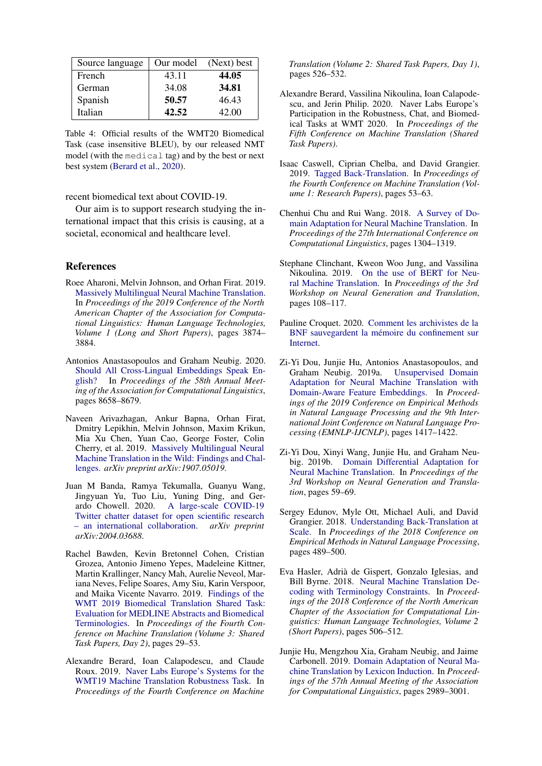| Source language | Our model | (Next) best |
|---|---|---|
| French | 43.11 | **44.05** |
| German | 34.08 | **34.81** |
| Spanish | **50.57** | 46.43 |
| Italian | **42.52** | 42.00 |

Table 4: Official results of the WMT20 Biomedical Task (case insensitive BLEU), by our released NMT model (with the `medical` tag) and by the best or next best system (Berard et al., 2020).

recent biomedical text about COVID-19.

Our aim is to support research studying the international impact that this crisis is causing, at a societal, economical and healthcare level.

## References

Roee Aharoni, Melvin Johnson, and Orhan Firat. 2019. Massively Multilingual Neural Machine Translation. In *Proceedings of the 2019 Conference of the North American Chapter of the Association for Computational Linguistics: Human Language Technologies, Volume 1 (Long and Short Papers)*, pages 3874–3884.

Antonios Anastasopoulos and Graham Neubig. 2020. Should All Cross-Lingual Embeddings Speak English? In *Proceedings of the 58th Annual Meeting of the Association for Computational Linguistics*, pages 8658–8679.

Naveen Arivazhagan, Ankur Bapna, Orhan Firat, Dmitry Lepikhin, Melvin Johnson, Maxim Krikun, Mia Xu Chen, Yuan Cao, George Foster, Colin Cherry, et al. 2019. Massively Multilingual Neural Machine Translation in the Wild: Findings and Challenges. *arXiv preprint arXiv:1907.05019*.

Juan M Banda, Ramya Tekumalla, Guanyu Wang, Jingyuan Yu, Tuo Liu, Yuning Ding, and Gerardo Chowell. 2020. A large-scale COVID-19 Twitter chatter dataset for open scientific research – an international collaboration. *arXiv preprint arXiv:2004.03688*.

Rachel Bawden, Kevin Bretonnel Cohen, Cristian Grozea, Antonio Jimeno Yepes, Madeleine Kittner, Martin Krallinger, Nancy Mah, Aurelie Neveol, Mariana Neves, Felipe Soares, Amy Siu, Karin Verspoor, and Maika Vicente Navarro. 2019. Findings of the WMT 2019 Biomedical Translation Shared Task: Evaluation for MEDLINE Abstracts and Biomedical Terminologies. In *Proceedings of the Fourth Conference on Machine Translation (Volume 3: Shared Task Papers, Day 2)*, pages 29–53.

Alexandre Berard, Ioan Calapodescu, and Claude Roux. 2019. Naver Labs Europe's Systems for the WMT19 Machine Translation Robustness Task. In *Proceedings of the Fourth Conference on Machine Translation (Volume 2: Shared Task Papers, Day 1)*, pages 526–532.

Alexandre Berard, Vassilina Nikoulina, Ioan Calapodescu, and Jerin Philip. 2020. Naver Labs Europe's Participation in the Robustness, Chat, and Biomedical Tasks at WMT 2020. In *Proceedings of the Fifth Conference on Machine Translation (Shared Task Papers)*.

Isaac Caswell, Ciprian Chelba, and David Grangier. 2019. Tagged Back-Translation. In *Proceedings of the Fourth Conference on Machine Translation (Volume 1: Research Papers)*, pages 53–63.

Chenhui Chu and Rui Wang. 2018. A Survey of Domain Adaptation for Neural Machine Translation. In *Proceedings of the 27th International Conference on Computational Linguistics*, pages 1304–1319.

Stephane Clinchant, Kweon Woo Jung, and Vassilina Nikoulina. 2019. On the use of BERT for Neural Machine Translation. In *Proceedings of the 3rd Workshop on Neural Generation and Translation*, pages 108–117.

Pauline Croquet. 2020. Comment les archivistes de la BNF sauvegardent la mémoire du confinement sur Internet.

Zi-Yi Dou, Junjie Hu, Antonios Anastasopoulos, and Graham Neubig. 2019a. Unsupervised Domain Adaptation for Neural Machine Translation with Domain-Aware Feature Embeddings. In *Proceedings of the 2019 Conference on Empirical Methods in Natural Language Processing and the 9th International Joint Conference on Natural Language Processing (EMNLP-IJCNLP)*, pages 1417–1422.

Zi-Yi Dou, Xinyi Wang, Junjie Hu, and Graham Neubig. 2019b. Domain Differential Adaptation for Neural Machine Translation. In *Proceedings of the 3rd Workshop on Neural Generation and Translation*, pages 59–69.

Sergey Edunov, Myle Ott, Michael Auli, and David Grangier. 2018. Understanding Back-Translation at Scale. In *Proceedings of the 2018 Conference on Empirical Methods in Natural Language Processing*, pages 489–500.

Eva Hasler, Adrià de Gispert, Gonzalo Iglesias, and Bill Byrne. 2018. Neural Machine Translation Decoding with Terminology Constraints. In *Proceedings of the 2018 Conference of the North American Chapter of the Association for Computational Linguistics: Human Language Technologies, Volume 2 (Short Papers)*, pages 506–512.

Junjie Hu, Mengzhou Xia, Graham Neubig, and Jaime Carbonell. 2019. Domain Adaptation of Neural Machine Translation by Lexicon Induction. In *Proceedings of the 57th Annual Meeting of the Association for Computational Linguistics*, pages 2989–3001.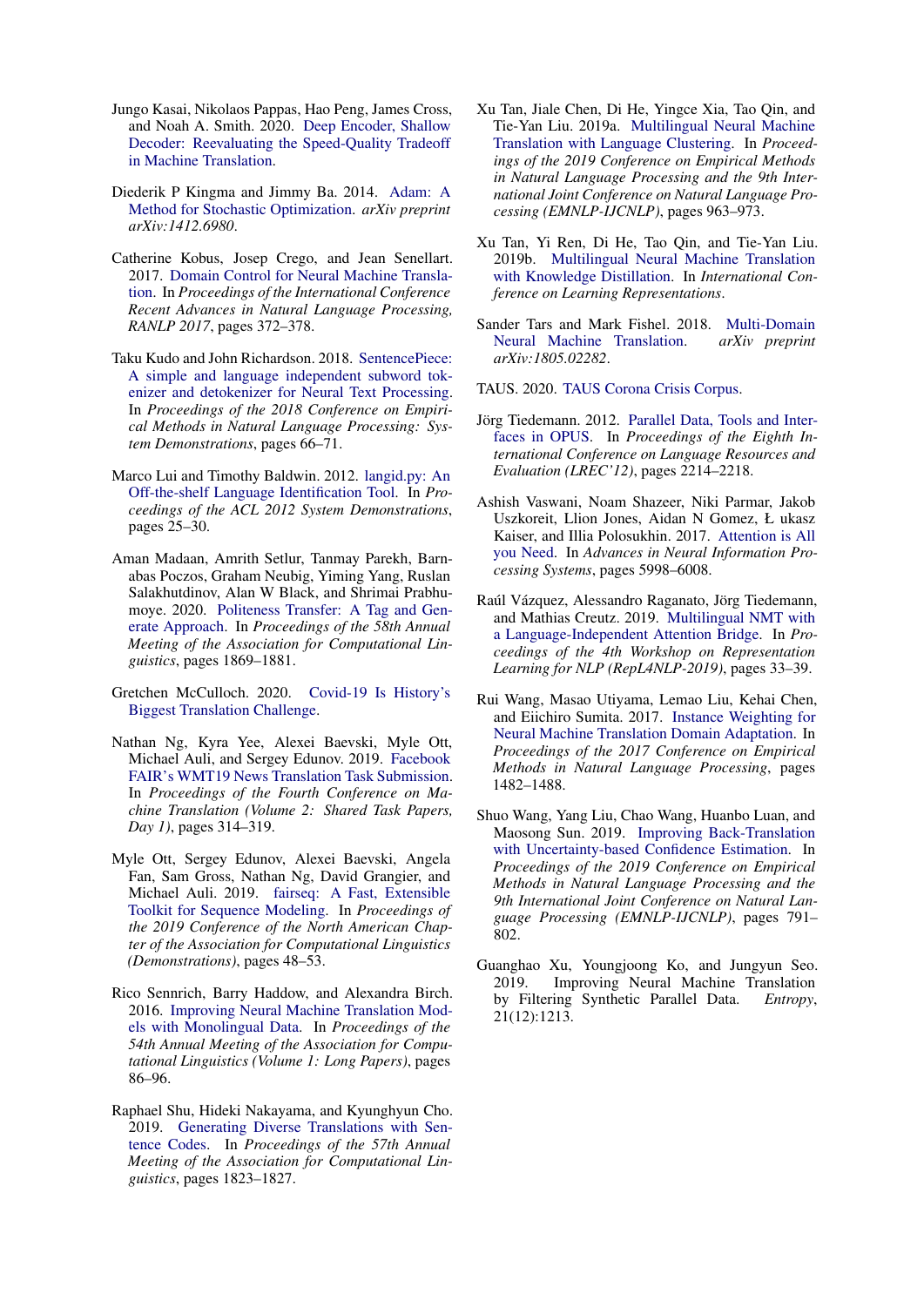Jungo Kasai, Nikolaos Pappas, Hao Peng, James Cross, and Noah A. Smith. 2020. Deep Encoder, Shallow Decoder: Reevaluating the Speed-Quality Tradeoff in Machine Translation.

Diederik P Kingma and Jimmy Ba. 2014. Adam: A Method for Stochastic Optimization. *arXiv preprint arXiv:1412.6980*.

Catherine Kobus, Josep Crego, and Jean Senellart. 2017. Domain Control for Neural Machine Translation. In *Proceedings of the International Conference Recent Advances in Natural Language Processing, RANLP 2017*, pages 372–378.

Taku Kudo and John Richardson. 2018. SentencePiece: A simple and language independent subword tokenizer and detokenizer for Neural Text Processing. In *Proceedings of the 2018 Conference on Empirical Methods in Natural Language Processing: System Demonstrations*, pages 66–71.

Marco Lui and Timothy Baldwin. 2012. langid.py: An Off-the-shelf Language Identification Tool. In *Proceedings of the ACL 2012 System Demonstrations*, pages 25–30.

Aman Madaan, Amrith Setlur, Tanmay Parekh, Barnabas Poczos, Graham Neubig, Yiming Yang, Ruslan Salakhutdinov, Alan W Black, and Shrimai Prabhumoye. 2020. Politeness Transfer: A Tag and Generate Approach. In *Proceedings of the 58th Annual Meeting of the Association for Computational Linguistics*, pages 1869–1881.

Gretchen McCulloch. 2020. Covid-19 Is History's Biggest Translation Challenge.

Nathan Ng, Kyra Yee, Alexei Baevski, Myle Ott, Michael Auli, and Sergey Edunov. 2019. Facebook FAIR's WMT19 News Translation Task Submission. In *Proceedings of the Fourth Conference on Machine Translation (Volume 2: Shared Task Papers, Day 1)*, pages 314–319.

Myle Ott, Sergey Edunov, Alexei Baevski, Angela Fan, Sam Gross, Nathan Ng, David Grangier, and Michael Auli. 2019. fairseq: A Fast, Extensible Toolkit for Sequence Modeling. In *Proceedings of the 2019 Conference of the North American Chapter of the Association for Computational Linguistics (Demonstrations)*, pages 48–53.

Rico Sennrich, Barry Haddow, and Alexandra Birch. 2016. Improving Neural Machine Translation Models with Monolingual Data. In *Proceedings of the 54th Annual Meeting of the Association for Computational Linguistics (Volume 1: Long Papers)*, pages 86–96.

Raphael Shu, Hideki Nakayama, and Kyunghyun Cho. 2019. Generating Diverse Translations with Sentence Codes. In *Proceedings of the 57th Annual Meeting of the Association for Computational Linguistics*, pages 1823–1827.

Xu Tan, Jiale Chen, Di He, Yingce Xia, Tao Qin, and Tie-Yan Liu. 2019a. Multilingual Neural Machine Translation with Language Clustering. In *Proceedings of the 2019 Conference on Empirical Methods in Natural Language Processing and the 9th International Joint Conference on Natural Language Processing (EMNLP-IJCNLP)*, pages 963–973.

Xu Tan, Yi Ren, Di He, Tao Qin, and Tie-Yan Liu. 2019b. Multilingual Neural Machine Translation with Knowledge Distillation. In *International Conference on Learning Representations*.

Sander Tars and Mark Fishel. 2018. Multi-Domain Neural Machine Translation. *arXiv preprint arXiv:1805.02282*.

TAUS. 2020. TAUS Corona Crisis Corpus.

Jörg Tiedemann. 2012. Parallel Data, Tools and Interfaces in OPUS. In *Proceedings of the Eighth International Conference on Language Resources and Evaluation (LREC'12)*, pages 2214–2218.

Ashish Vaswani, Noam Shazeer, Niki Parmar, Jakob Uszkoreit, Llion Jones, Aidan N Gomez, Ł ukasz Kaiser, and Illia Polosukhin. 2017. Attention is All you Need. In *Advances in Neural Information Processing Systems*, pages 5998–6008.

Raúl Vázquez, Alessandro Raganato, Jörg Tiedemann, and Mathias Creutz. 2019. Multilingual NMT with a Language-Independent Attention Bridge. In *Proceedings of the 4th Workshop on Representation Learning for NLP (RepL4NLP-2019)*, pages 33–39.

Rui Wang, Masao Utiyama, Lemao Liu, Kehai Chen, and Eiichiro Sumita. 2017. Instance Weighting for Neural Machine Translation Domain Adaptation. In *Proceedings of the 2017 Conference on Empirical Methods in Natural Language Processing*, pages 1482–1488.

Shuo Wang, Yang Liu, Chao Wang, Huanbo Luan, and Maosong Sun. 2019. Improving Back-Translation with Uncertainty-based Confidence Estimation. In *Proceedings of the 2019 Conference on Empirical Methods in Natural Language Processing and the 9th International Joint Conference on Natural Language Processing (EMNLP-IJCNLP)*, pages 791–802.

Guanghao Xu, Youngjoong Ko, and Jungyun Seo. 2019. Improving Neural Machine Translation by Filtering Synthetic Parallel Data. *Entropy*, 21(12):1213.